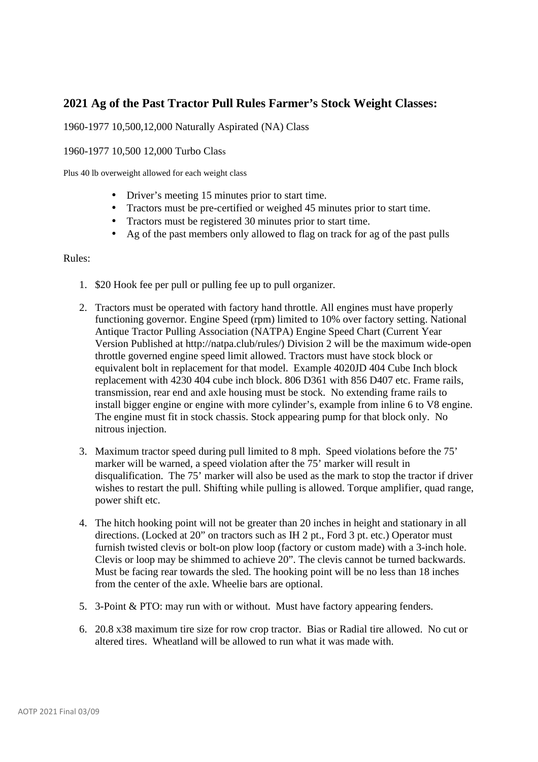## 2021 Ag of the Past Tractor Pull Rules Farmer's Stock Weight Classes:

1960-1977 10,500,12,000 Naturally Aspirated (NA) Class

1960-1977 10,500 12,000 Turbo Class

Plus 40 lb overweight allowed for each weight class

- Driver's meeting 15 minutes prior to start time.
- Tractors must be pre-certified or weighed 45 minutes prior to start time.
- Tractors must be registered 30 minutes prior to start time.
- Ag of the past members only allowed to flag on track for ag of the past pulls

Rules:

1. $20 Hook fee per pull or pulling fee up to pull organizer.

2. Tractors must be operated with factory hand throttle. All engines must have properly functioning governor. Engine Speed (rpm) limited to 10% over factory setting. National Antique Tractor Pulling Association (NATPA) Engine Speed Chart (Current Year Version Published at http://natpa.club/rules/) Division 2 will be the maximum wide-open throttle governed engine speed limit allowed. Tractors must have stock block or equivalent bolt in replacement for that model. Example 4020JD 404 Cube Inch block replacement with 4230 404 cube inch block. 806 D361 with 856 D407 etc. Frame rails, transmission, rear end and axle housing must be stock. No extending frame rails to install bigger engine or engine with more cylinder's, example from inline 6 to V8 engine. The engine must fit in stock chassis. Stock appearing pump for that block only. No nitrous injection.

3. Maximum tractor speed during pull limited to 8 mph. Speed violations before the 75' marker will be warned, a speed violation after the 75' marker will result in disqualification. The 75' marker will also be used as the mark to stop the tractor if driver wishes to restart the pull. Shifting while pulling is allowed. Torque amplifier, quad range, power shift etc.

4. The hitch hooking point will not be greater than 20 inches in height and stationary in all directions. (Locked at 20" on tractors such as IH 2 pt., Ford 3 pt. etc.) Operator must furnish twisted clevis or bolt-on plow loop (factory or custom made) with a 3-inch hole. Clevis or loop may be shimmed to achieve 20". The clevis cannot be turned backwards. Must be facing rear towards the sled. The hooking point will be no less than 18 inches from the center of the axle. Wheelie bars are optional.

5. 3-Point & PTO: may run with or without. Must have factory appearing fenders.

6. 20.8 x38 maximum tire size for row crop tractor. Bias or Radial tire allowed. No cut or altered tires. Wheatland will be allowed to run what it was made with.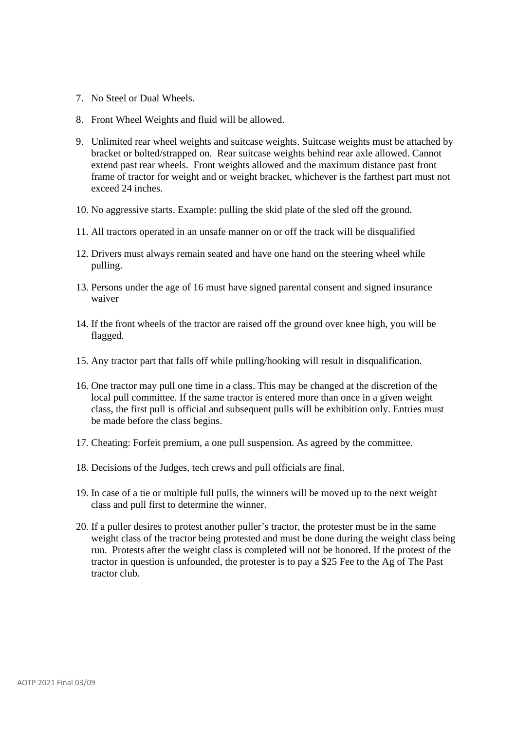7. No Steel or Dual Wheels.

8. Front Wheel Weights and fluid will be allowed.

9. Unlimited rear wheel weights and suitcase weights. Suitcase weights must be attached by bracket or bolted/strapped on. Rear suitcase weights behind rear axle allowed. Cannot extend past rear wheels. Front weights allowed and the maximum distance past front frame of tractor for weight and or weight bracket, whichever is the farthest part must not exceed 24 inches.

10. No aggressive starts. Example: pulling the skid plate of the sled off the ground.

11. All tractors operated in an unsafe manner on or off the track will be disqualified

12. Drivers must always remain seated and have one hand on the steering wheel while pulling.

13. Persons under the age of 16 must have signed parental consent and signed insurance waiver

14. If the front wheels of the tractor are raised off the ground over knee high, you will be flagged.

15. Any tractor part that falls off while pulling/hooking will result in disqualification.

16. One tractor may pull one time in a class. This may be changed at the discretion of the local pull committee. If the same tractor is entered more than once in a given weight class, the first pull is official and subsequent pulls will be exhibition only. Entries must be made before the class begins.

17. Cheating: Forfeit premium, a one pull suspension. As agreed by the committee.

18. Decisions of the Judges, tech crews and pull officials are final.

19. In case of a tie or multiple full pulls, the winners will be moved up to the next weight class and pull first to determine the winner.

20. If a puller desires to protest another puller's tractor, the protester must be in the same weight class of the tractor being protested and must be done during the weight class being run. Protests after the weight class is completed will not be honored. If the protest of the tractor in question is unfounded, the protester is to pay a $25 Fee to the Ag of The Past tractor club.